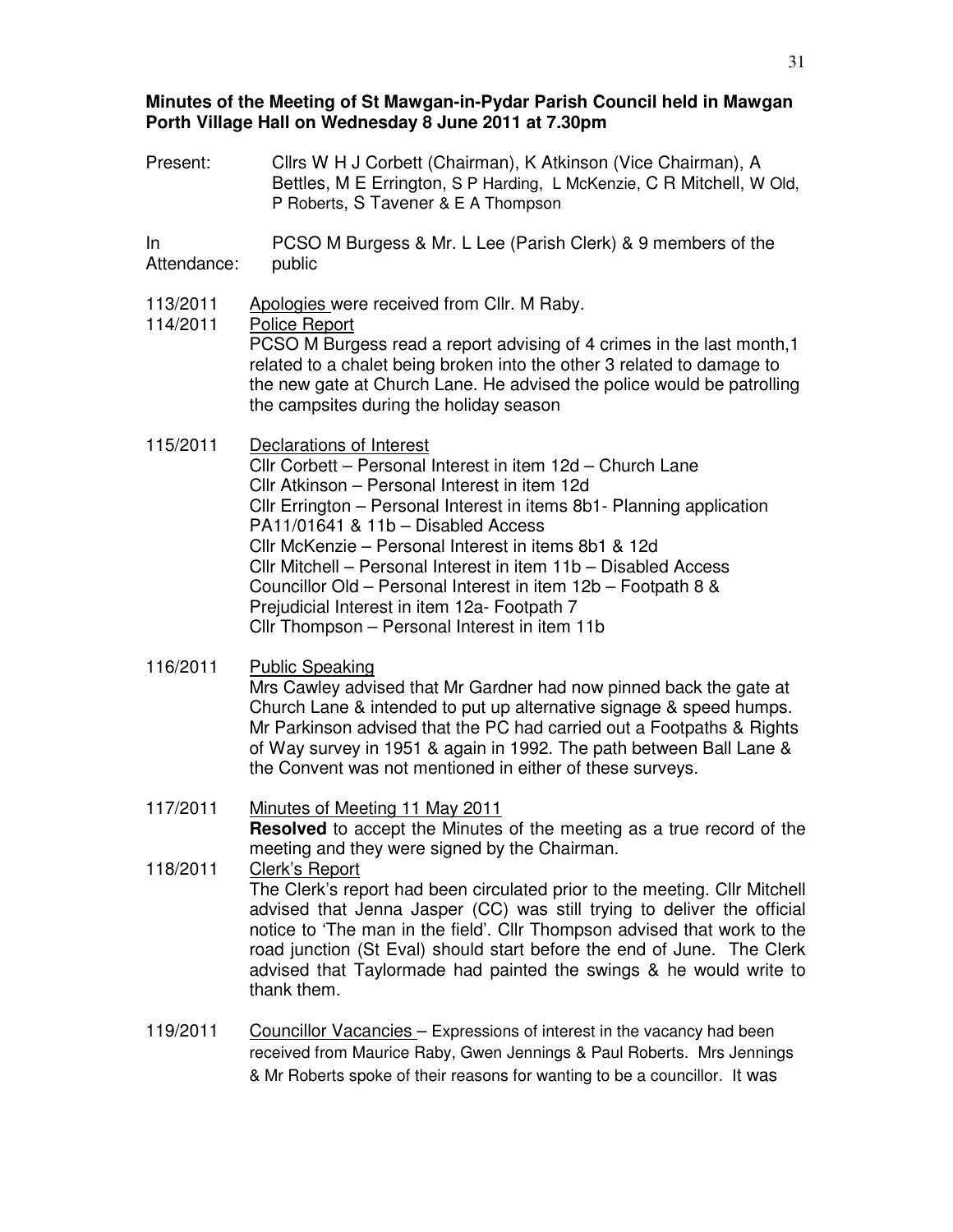**Minutes of the Meeting of St Mawgan-in-Pydar Parish Council held in Mawgan Porth Village Hall on Wednesday 8 June 2011 at 7.30pm**

Present: Cllrs W H J Corbett (Chairman), K Atkinson (Vice Chairman), A Bettles, M E Errington, S P Harding, L McKenzie, C R Mitchell, W Old, P Roberts, S Tavener & E A Thompson

In Attendance: PCSO M Burgess & Mr. L Lee (Parish Clerk) & 9 members of the public

113/2011 Apologies were received from Cllr. M Raby.

114/2011 Police Report

PCSO M Burgess read a report advising of 4 crimes in the last month,1 related to a chalet being broken into the other 3 related to damage to the new gate at Church Lane. He advised the police would be patrolling the campsites during the holiday season

115/2011 Declarations of Interest

Cllr Corbett – Personal Interest in item 12d – Church Lane
Cllr Atkinson – Personal Interest in item 12d
Cllr Errington – Personal Interest in items 8b1- Planning application PA11/01641 & 11b – Disabled Access
Cllr McKenzie – Personal Interest in items 8b1 & 12d
Cllr Mitchell – Personal Interest in item 11b – Disabled Access
Councillor Old – Personal Interest in item 12b – Footpath 8 & Prejudicial Interest in item 12a- Footpath 7
Cllr Thompson – Personal Interest in item 11b

116/2011 Public Speaking

Mrs Cawley advised that Mr Gardner had now pinned back the gate at Church Lane & intended to put up alternative signage & speed humps. Mr Parkinson advised that the PC had carried out a Footpaths & Rights of Way survey in 1951 & again in 1992. The path between Ball Lane & the Convent was not mentioned in either of these surveys.

117/2011 Minutes of Meeting 11 May 2011

**Resolved** to accept the Minutes of the meeting as a true record of the meeting and they were signed by the Chairman.

118/2011 Clerk's Report

The Clerk's report had been circulated prior to the meeting. Cllr Mitchell advised that Jenna Jasper (CC) was still trying to deliver the official notice to 'The man in the field'. Cllr Thompson advised that work to the road junction (St Eval) should start before the end of June. The Clerk advised that Taylormade had painted the swings & he would write to thank them.

119/2011 Councillor Vacancies – Expressions of interest in the vacancy had been received from Maurice Raby, Gwen Jennings & Paul Roberts. Mrs Jennings & Mr Roberts spoke of their reasons for wanting to be a councillor. It was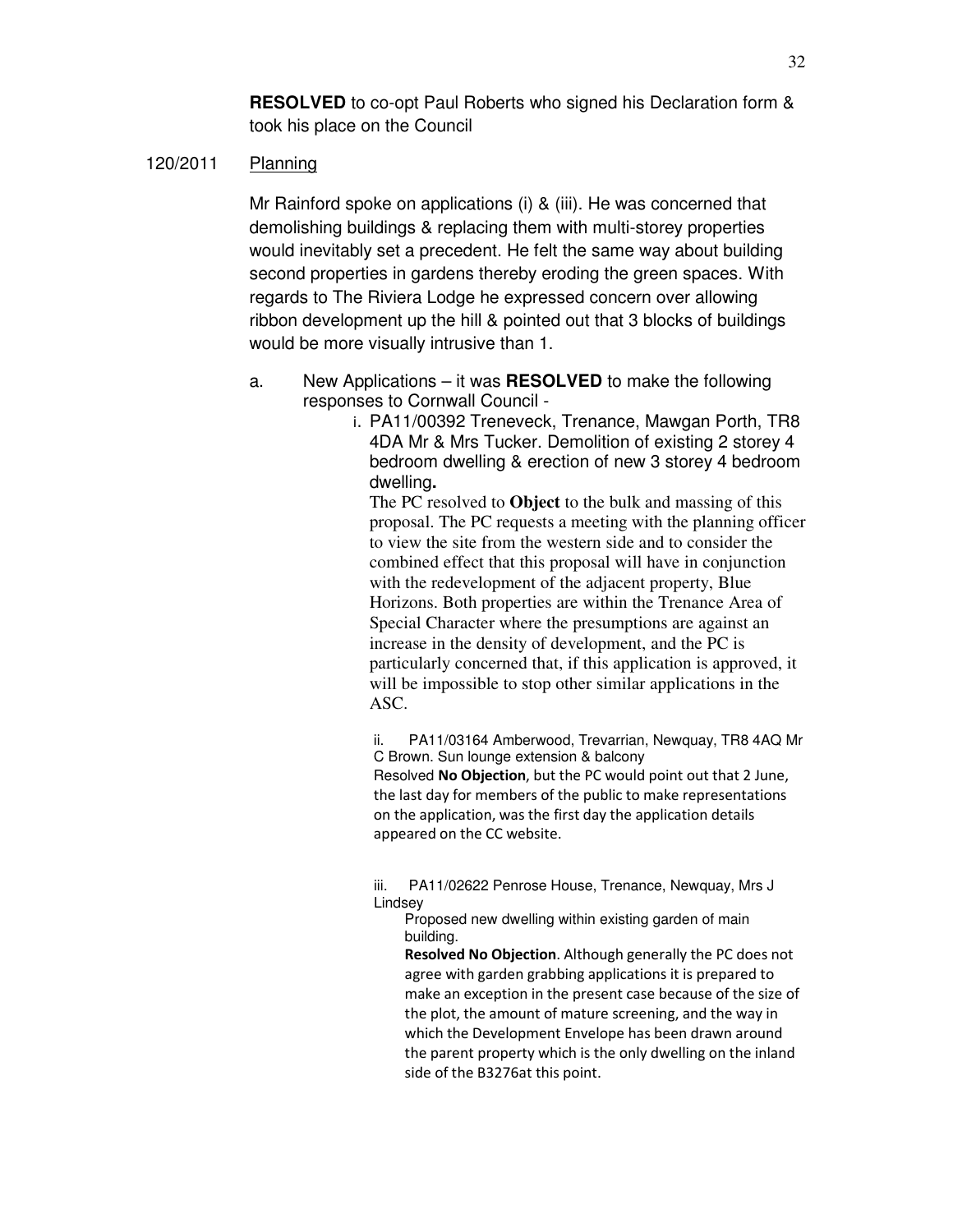**RESOLVED** to co-opt Paul Roberts who signed his Declaration form & took his place on the Council

120/2011 Planning

Mr Rainford spoke on applications (i) & (iii). He was concerned that demolishing buildings & replacing them with multi-storey properties would inevitably set a precedent. He felt the same way about building second properties in gardens thereby eroding the green spaces. With regards to The Riviera Lodge he expressed concern over allowing ribbon development up the hill & pointed out that 3 blocks of buildings would be more visually intrusive than 1.

a. New Applications – it was **RESOLVED** to make the following responses to Cornwall Council -

i. PA11/00392 Treneveck, Trenance, Mawgan Porth, TR8 4DA Mr & Mrs Tucker. Demolition of existing 2 storey 4 bedroom dwelling & erection of new 3 storey 4 bedroom dwelling**.**

The PC resolved to **Object** to the bulk and massing of this proposal. The PC requests a meeting with the planning officer to view the site from the western side and to consider the combined effect that this proposal will have in conjunction with the redevelopment of the adjacent property, Blue Horizons. Both properties are within the Trenance Area of Special Character where the presumptions are against an increase in the density of development, and the PC is particularly concerned that, if this application is approved, it will be impossible to stop other similar applications in the ASC.

ii. PA11/03164 Amberwood, Trevarrian, Newquay, TR8 4AQ Mr C Brown. Sun lounge extension & balcony

Resolved **No Objection**, but the PC would point out that 2 June, the last day for members of the public to make representations on the application, was the first day the application details appeared on the CC website.

iii. PA11/02622 Penrose House, Trenance, Newquay, Mrs J Lindsey

Proposed new dwelling within existing garden of main building.

**Resolved No Objection**. Although generally the PC does not agree with garden grabbing applications it is prepared to make an exception in the present case because of the size of the plot, the amount of mature screening, and the way in which the Development Envelope has been drawn around the parent property which is the only dwelling on the inland side of the B3276at this point.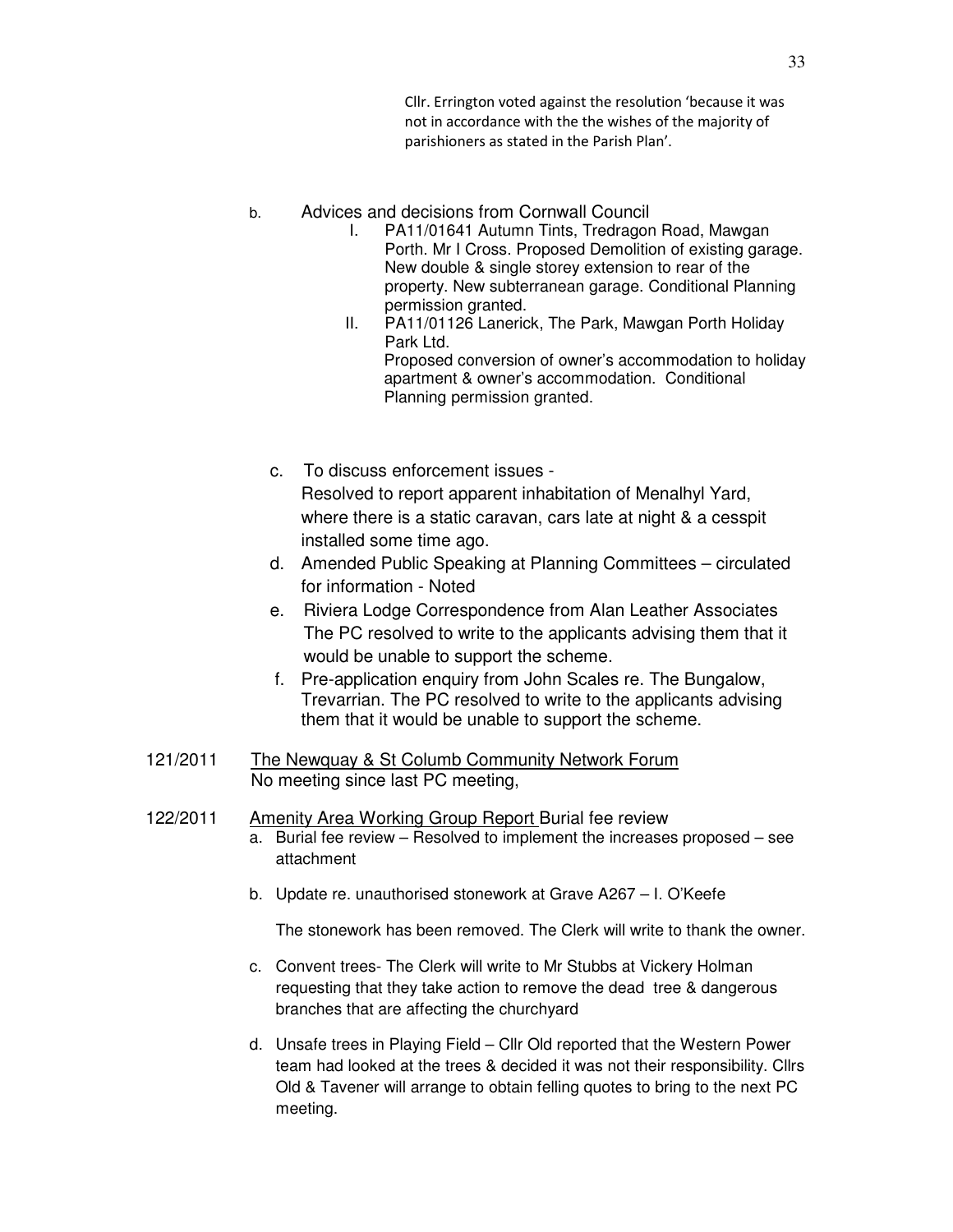Cllr. Errington voted against the resolution 'because it was not in accordance with the the wishes of the majority of parishioners as stated in the Parish Plan'.

b. Advices and decisions from Cornwall Council

   I. PA11/01641 Autumn Tints, Tredragon Road, Mawgan Porth. Mr I Cross. Proposed Demolition of existing garage. New double & single storey extension to rear of the property. New subterranean garage. Conditional Planning permission granted.

   II. PA11/01126 Lanerick, The Park, Mawgan Porth Holiday Park Ltd.
   Proposed conversion of owner's accommodation to holiday apartment & owner's accommodation. Conditional Planning permission granted.

c. To discuss enforcement issues -
   Resolved to report apparent inhabitation of Menalhyl Yard, where there is a static caravan, cars late at night & a cesspit installed some time ago.

d. Amended Public Speaking at Planning Committees – circulated for information - Noted

e. Riviera Lodge Correspondence from Alan Leather Associates
   The PC resolved to write to the applicants advising them that it would be unable to support the scheme.

f. Pre-application enquiry from John Scales re. The Bungalow, Trevarrian. The PC resolved to write to the applicants advising them that it would be unable to support the scheme.

121/2011 The Newquay & St Columb Community Network Forum
No meeting since last PC meeting,

122/2011 Amenity Area Working Group Report Burial fee review

a. Burial fee review – Resolved to implement the increases proposed – see attachment

b. Update re. unauthorised stonework at Grave A267 – I. O'Keefe

   The stonework has been removed. The Clerk will write to thank the owner.

c. Convent trees- The Clerk will write to Mr Stubbs at Vickery Holman requesting that they take action to remove the dead tree & dangerous branches that are affecting the churchyard

d. Unsafe trees in Playing Field – Cllr Old reported that the Western Power team had looked at the trees & decided it was not their responsibility. Cllrs Old & Tavener will arrange to obtain felling quotes to bring to the next PC meeting.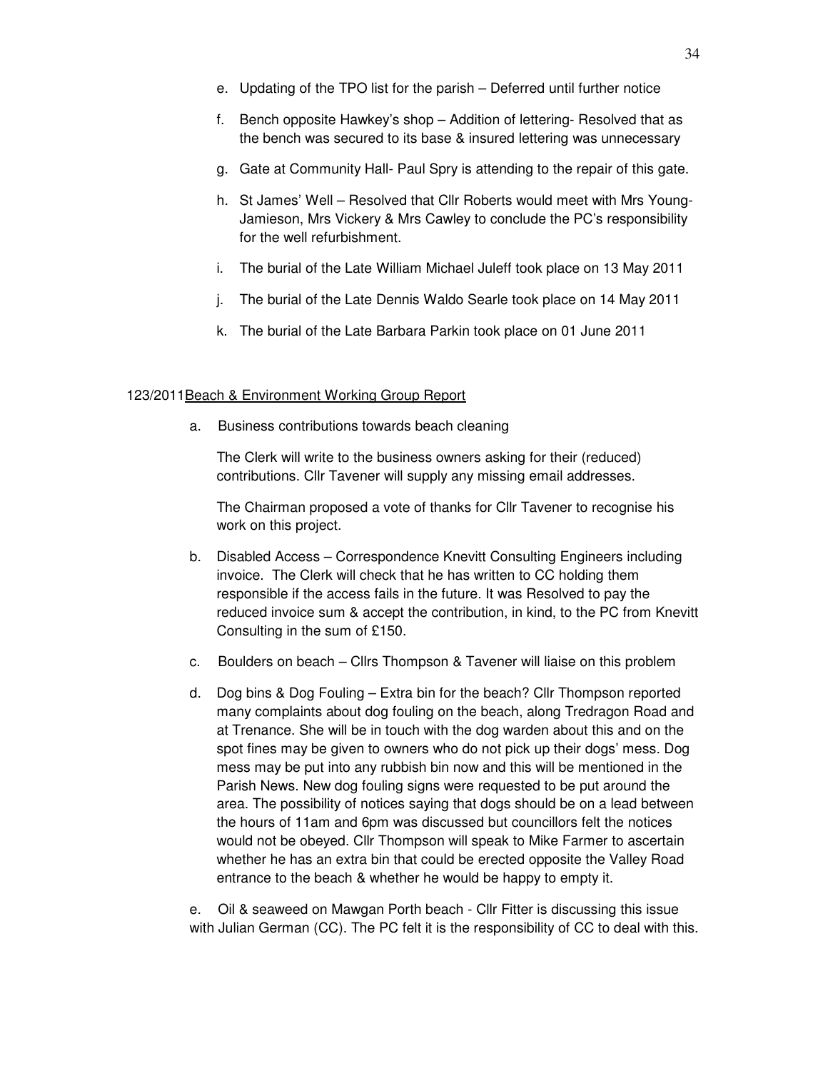e. Updating of the TPO list for the parish – Deferred until further notice

f. Bench opposite Hawkey's shop – Addition of lettering- Resolved that as the bench was secured to its base & insured lettering was unnecessary

g. Gate at Community Hall- Paul Spry is attending to the repair of this gate.

h. St James' Well – Resolved that Cllr Roberts would meet with Mrs Young-Jamieson, Mrs Vickery & Mrs Cawley to conclude the PC's responsibility for the well refurbishment.

i. The burial of the Late William Michael Juleff took place on 13 May 2011

j. The burial of the Late Dennis Waldo Searle took place on 14 May 2011

k. The burial of the Late Barbara Parkin took place on 01 June 2011

123/2011 Beach & Environment Working Group Report

a. Business contributions towards beach cleaning

The Clerk will write to the business owners asking for their (reduced) contributions. Cllr Tavener will supply any missing email addresses.

The Chairman proposed a vote of thanks for Cllr Tavener to recognise his work on this project.

b. Disabled Access – Correspondence Knevitt Consulting Engineers including invoice. The Clerk will check that he has written to CC holding them responsible if the access fails in the future. It was Resolved to pay the reduced invoice sum & accept the contribution, in kind, to the PC from Knevitt Consulting in the sum of £150.

c. Boulders on beach – Cllrs Thompson & Tavener will liaise on this problem

d. Dog bins & Dog Fouling – Extra bin for the beach? Cllr Thompson reported many complaints about dog fouling on the beach, along Tredragon Road and at Trenance. She will be in touch with the dog warden about this and on the spot fines may be given to owners who do not pick up their dogs' mess. Dog mess may be put into any rubbish bin now and this will be mentioned in the Parish News. New dog fouling signs were requested to be put around the area. The possibility of notices saying that dogs should be on a lead between the hours of 11am and 6pm was discussed but councillors felt the notices would not be obeyed. Cllr Thompson will speak to Mike Farmer to ascertain whether he has an extra bin that could be erected opposite the Valley Road entrance to the beach & whether he would be happy to empty it.

e. Oil & seaweed on Mawgan Porth beach - Cllr Fitter is discussing this issue with Julian German (CC). The PC felt it is the responsibility of CC to deal with this.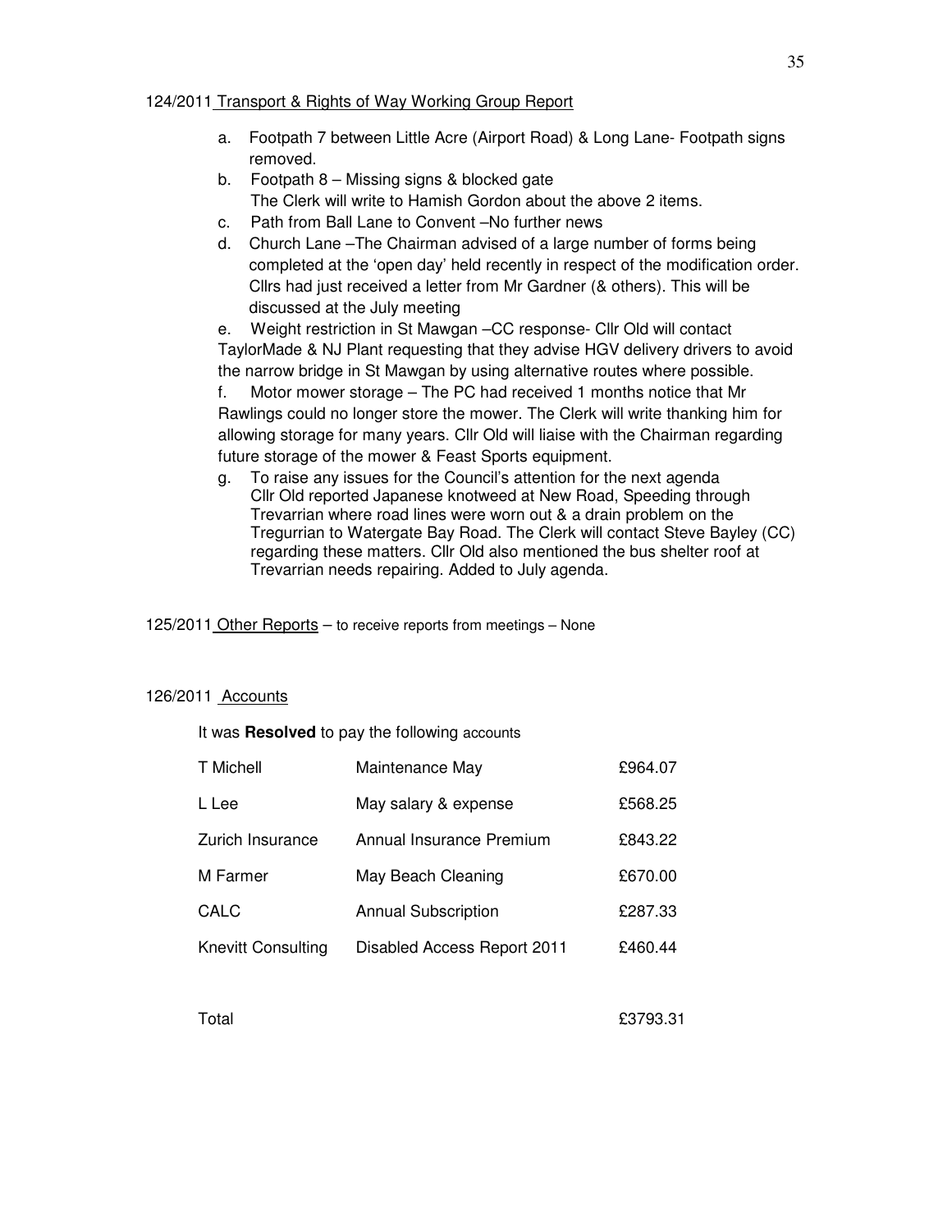124/2011 <u>Transport & Rights of Way Working Group Report</u>

a. Footpath 7 between Little Acre (Airport Road) & Long Lane- Footpath signs removed.
b. Footpath 8 – Missing signs & blocked gate
   The Clerk will write to Hamish Gordon about the above 2 items.
c. Path from Ball Lane to Convent –No further news
d. Church Lane –The Chairman advised of a large number of forms being completed at the 'open day' held recently in respect of the modification order. Cllrs had just received a letter from Mr Gardner (& others). This will be discussed at the July meeting
e. Weight restriction in St Mawgan –CC response- Cllr Old will contact TaylorMade & NJ Plant requesting that they advise HGV delivery drivers to avoid the narrow bridge in St Mawgan by using alternative routes where possible.
f. Motor mower storage – The PC had received 1 months notice that Mr Rawlings could no longer store the mower. The Clerk will write thanking him for allowing storage for many years. Cllr Old will liaise with the Chairman regarding future storage of the mower & Feast Sports equipment.
g. To raise any issues for the Council's attention for the next agenda
   Cllr Old reported Japanese knotweed at New Road, Speeding through Trevarrian where road lines were worn out & a drain problem on the Tregurrian to Watergate Bay Road. The Clerk will contact Steve Bayley (CC) regarding these matters. Cllr Old also mentioned the bus shelter roof at Trevarrian needs repairing. Added to July agenda.

125/2011 <u>Other Reports</u> – to receive reports from meetings – None

126/2011 <u>Accounts</u>

It was **Resolved** to pay the following accounts

| | | |
|---|---|---|
| T Michell | Maintenance May | £964.07 |
| L Lee | May salary & expense | £568.25 |
| Zurich Insurance | Annual Insurance Premium | £843.22 |
| M Farmer | May Beach Cleaning | £670.00 |
| CALC | Annual Subscription | £287.33 |
| Knevitt Consulting | Disabled Access Report 2011 | £460.44 |
| | | |
| Total | | £3793.31 |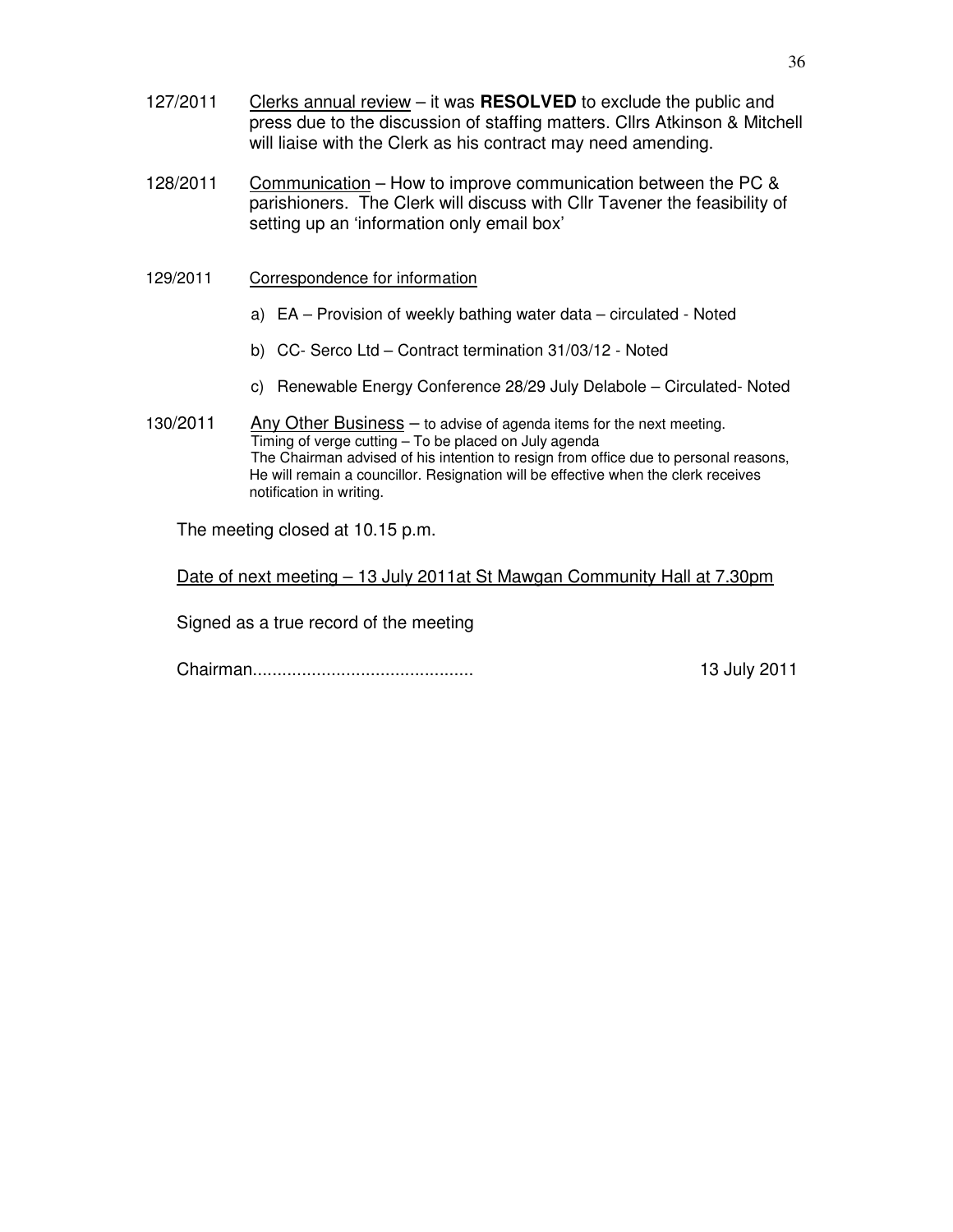127/2011 Clerks annual review – it was **RESOLVED** to exclude the public and press due to the discussion of staffing matters. Cllrs Atkinson & Mitchell will liaise with the Clerk as his contract may need amending.

128/2011 Communication – How to improve communication between the PC & parishioners. The Clerk will discuss with Cllr Tavener the feasibility of setting up an 'information only email box'

129/2011 Correspondence for information

a) EA – Provision of weekly bathing water data – circulated - Noted

b) CC- Serco Ltd – Contract termination 31/03/12 - Noted

c) Renewable Energy Conference 28/29 July Delabole – Circulated- Noted

130/2011 Any Other Business – to advise of agenda items for the next meeting.
Timing of verge cutting – To be placed on July agenda
The Chairman advised of his intention to resign from office due to personal reasons, He will remain a councillor. Resignation will be effective when the clerk receives notification in writing.

The meeting closed at 10.15 p.m.

Date of next meeting – 13 July 2011at St Mawgan Community Hall at 7.30pm

Signed as a true record of the meeting

Chairman............................................ 13 July 2011